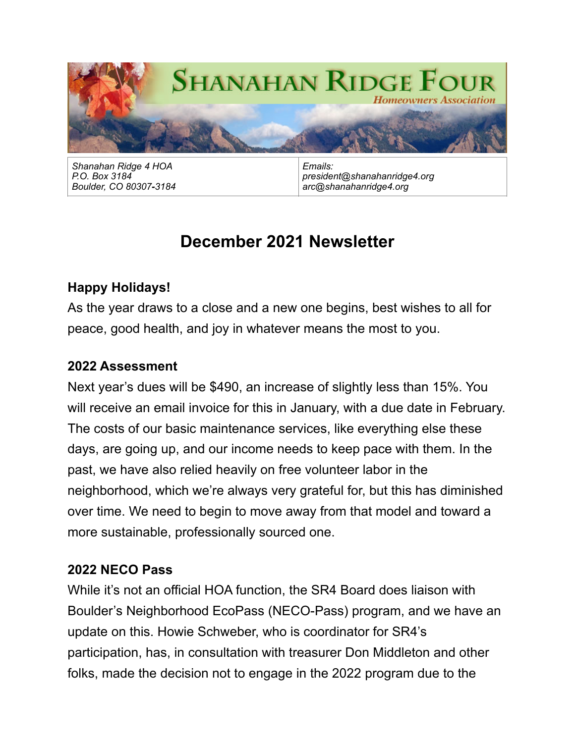# Shanahan Ridge Four

*Homeowners Association*

| *Shanahan Ridge 4 HOA*<br>*P.O. Box 3184*<br>*Boulder, CO 80307-3184* | *Emails:*<br>*president@shanahanridge4.org*<br>*arc@shanahanridge4.org* |
|---|---|

## December 2021 Newsletter

**Happy Holidays!**

As the year draws to a close and a new one begins, best wishes to all for peace, good health, and joy in whatever means the most to you.

**2022 Assessment**

Next year's dues will be $490, an increase of slightly less than 15%. You will receive an email invoice for this in January, with a due date in February. The costs of our basic maintenance services, like everything else these days, are going up, and our income needs to keep pace with them. In the past, we have also relied heavily on free volunteer labor in the neighborhood, which we're always very grateful for, but this has diminished over time. We need to begin to move away from that model and toward a more sustainable, professionally sourced one.

**2022 NECO Pass**

While it's not an official HOA function, the SR4 Board does liaison with Boulder's Neighborhood EcoPass (NECO-Pass) program, and we have an update on this. Howie Schweber, who is coordinator for SR4's participation, has, in consultation with treasurer Don Middleton and other folks, made the decision not to engage in the 2022 program due to the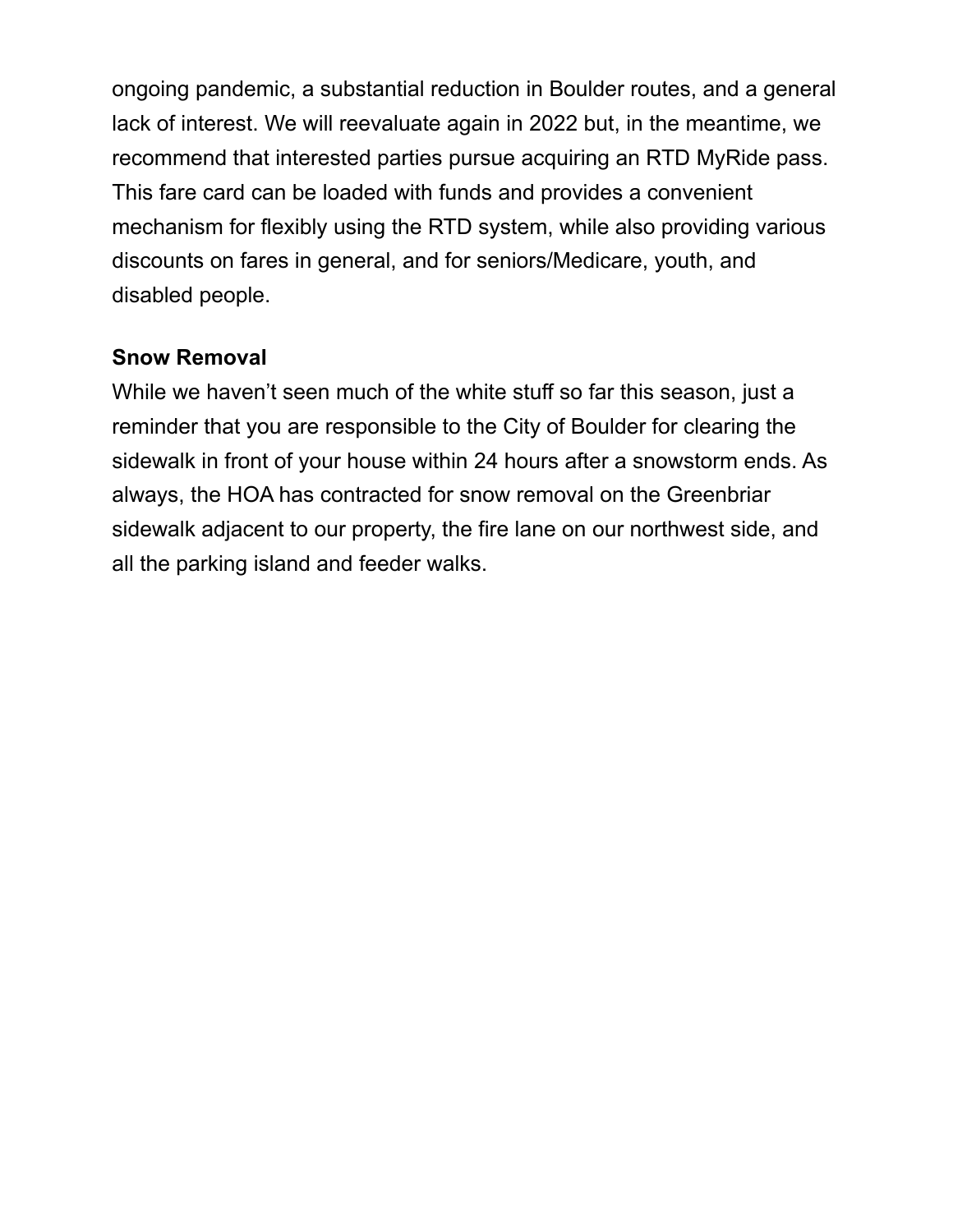ongoing pandemic, a substantial reduction in Boulder routes, and a general lack of interest. We will reevaluate again in 2022 but, in the meantime, we recommend that interested parties pursue acquiring an RTD MyRide pass. This fare card can be loaded with funds and provides a convenient mechanism for flexibly using the RTD system, while also providing various discounts on fares in general, and for seniors/Medicare, youth, and disabled people.

**Snow Removal**

While we haven't seen much of the white stuff so far this season, just a reminder that you are responsible to the City of Boulder for clearing the sidewalk in front of your house within 24 hours after a snowstorm ends. As always, the HOA has contracted for snow removal on the Greenbriar sidewalk adjacent to our property, the fire lane on our northwest side, and all the parking island and feeder walks.